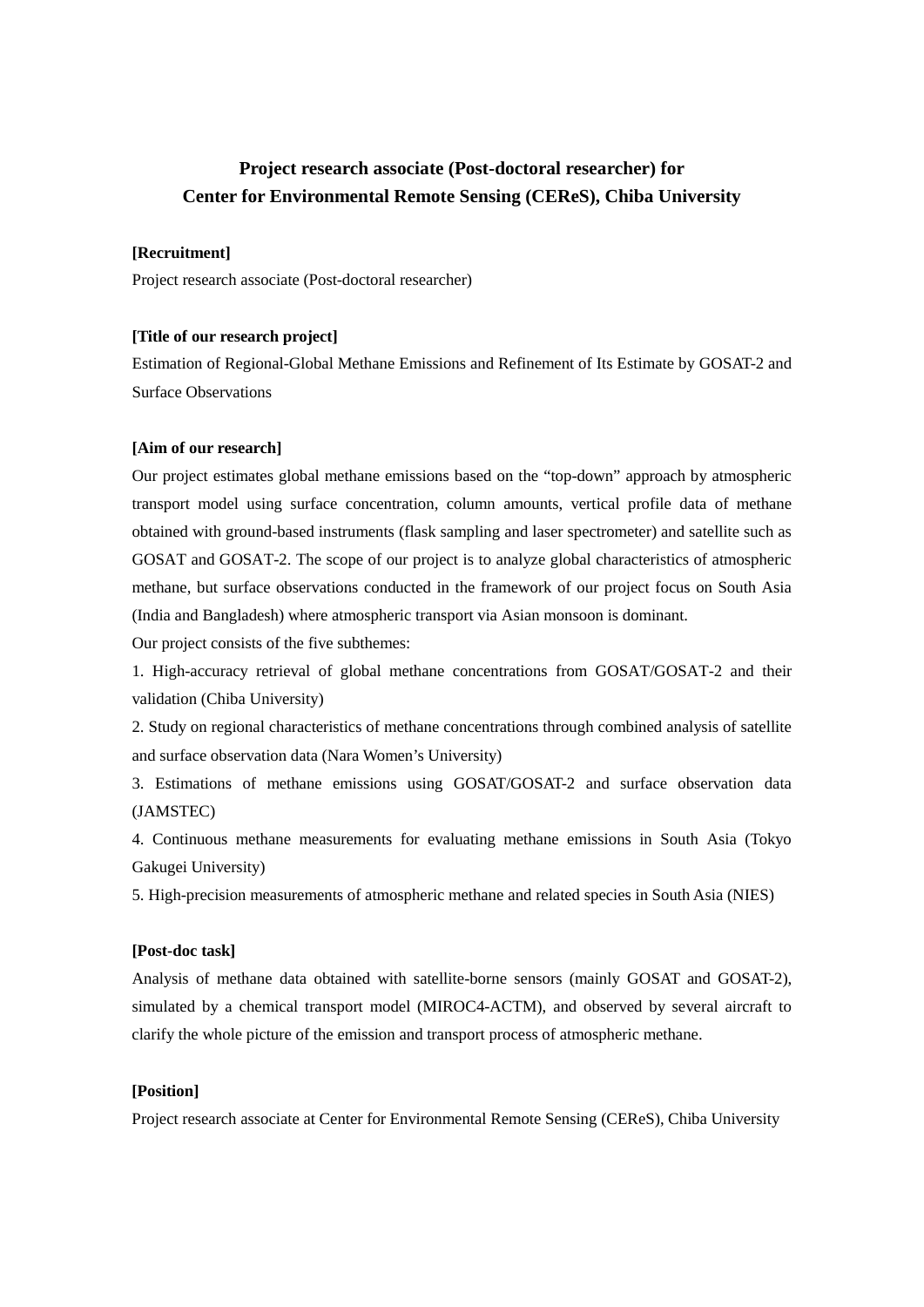# Project research associate (Post-doctoral researcher) for Center for Environmental Remote Sensing (CEReS), Chiba University

**[Recruitment]**

Project research associate (Post-doctoral researcher)

**[Title of our research project]**

Estimation of Regional-Global Methane Emissions and Refinement of Its Estimate by GOSAT-2 and Surface Observations

**[Aim of our research]**

Our project estimates global methane emissions based on the "top-down" approach by atmospheric transport model using surface concentration, column amounts, vertical profile data of methane obtained with ground-based instruments (flask sampling and laser spectrometer) and satellite such as GOSAT and GOSAT-2. The scope of our project is to analyze global characteristics of atmospheric methane, but surface observations conducted in the framework of our project focus on South Asia (India and Bangladesh) where atmospheric transport via Asian monsoon is dominant.

Our project consists of the five subthemes:

1. High-accuracy retrieval of global methane concentrations from GOSAT/GOSAT-2 and their validation (Chiba University)
2. Study on regional characteristics of methane concentrations through combined analysis of satellite and surface observation data (Nara Women's University)
3. Estimations of methane emissions using GOSAT/GOSAT-2 and surface observation data (JAMSTEC)
4. Continuous methane measurements for evaluating methane emissions in South Asia (Tokyo Gakugei University)
5. High-precision measurements of atmospheric methane and related species in South Asia (NIES)

**[Post-doc task]**

Analysis of methane data obtained with satellite-borne sensors (mainly GOSAT and GOSAT-2), simulated by a chemical transport model (MIROC4-ACTM), and observed by several aircraft to clarify the whole picture of the emission and transport process of atmospheric methane.

**[Position]**

Project research associate at Center for Environmental Remote Sensing (CEReS), Chiba University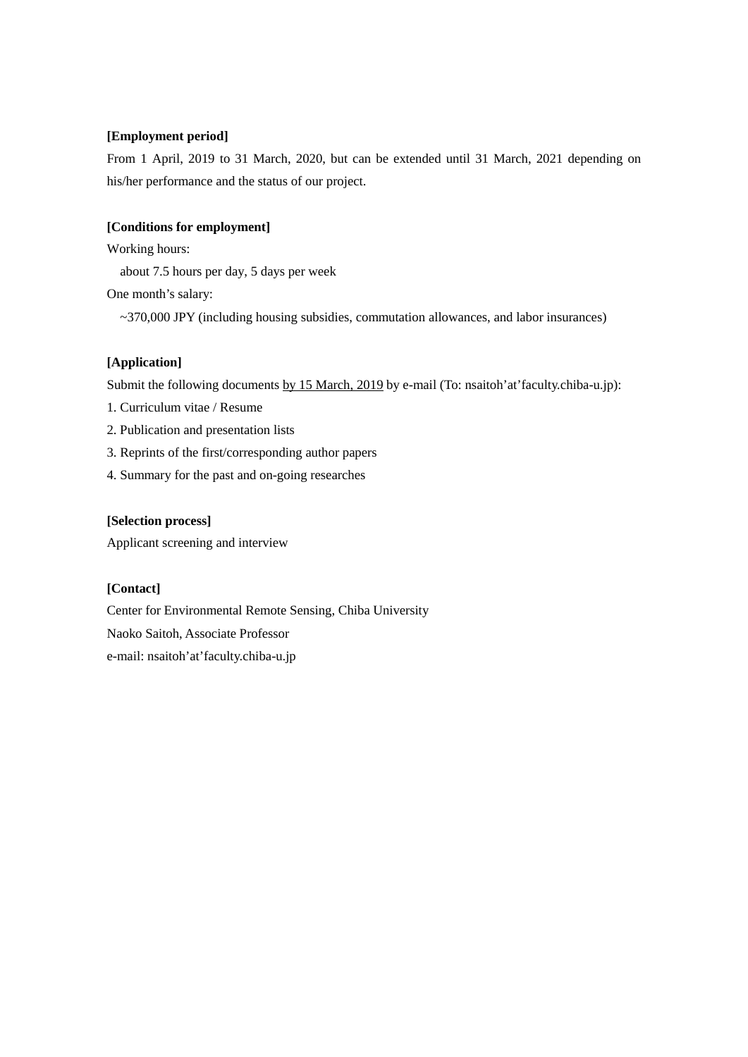**[Employment period]**

From 1 April, 2019 to 31 March, 2020, but can be extended until 31 March, 2021 depending on his/her performance and the status of our project.

**[Conditions for employment]**

Working hours:

about 7.5 hours per day, 5 days per week

One month’s salary:

~370,000 JPY (including housing subsidies, commutation allowances, and labor insurances)

**[Application]**

Submit the following documents <u>by 15 March, 2019</u> by e-mail (To: nsaitoh’at’faculty.chiba-u.jp):

1. Curriculum vitae / Resume
2. Publication and presentation lists
3. Reprints of the first/corresponding author papers
4. Summary for the past and on-going researches

**[Selection process]**

Applicant screening and interview

**[Contact]**

Center for Environmental Remote Sensing, Chiba University

Naoko Saitoh, Associate Professor

e-mail: nsaitoh’at’faculty.chiba-u.jp